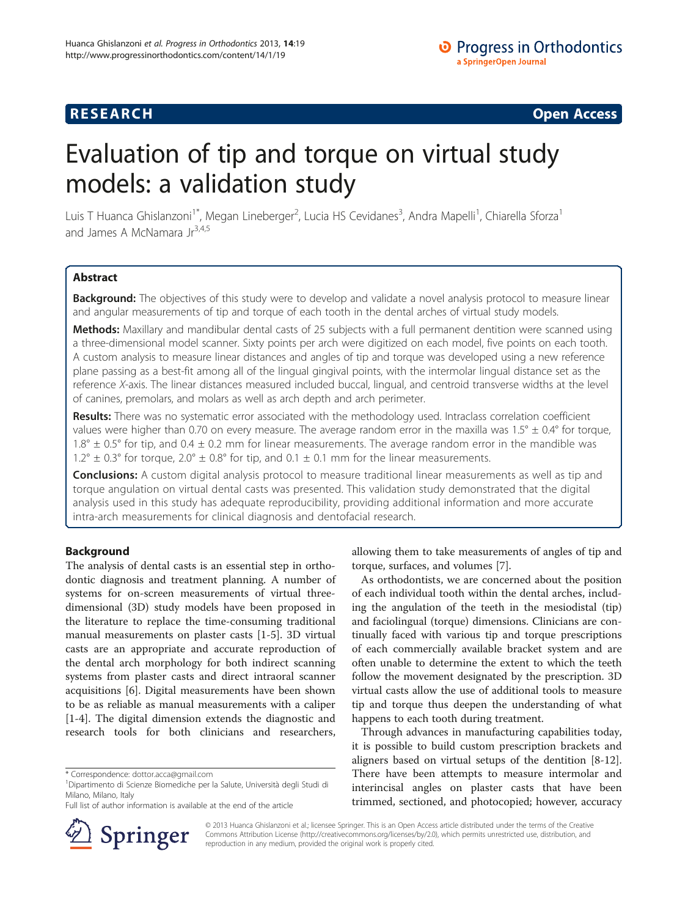RESEARCH Open Access

# Evaluation of tip and torque on virtual study models: a validation study

Luis T Huanca Ghislanzoni[1*], Megan Lineberger[2], Lucia HS Cevidanes[3], Andra Mapelli[1], Chiarella Sforza[1] and James A McNamara Jr[3,4,5]

## Abstract

**Background:** The objectives of this study were to develop and validate a novel analysis protocol to measure linear and angular measurements of tip and torque of each tooth in the dental arches of virtual study models.

**Methods:** Maxillary and mandibular dental casts of 25 subjects with a full permanent dentition were scanned using a three-dimensional model scanner. Sixty points per arch were digitized on each model, five points on each tooth. A custom analysis to measure linear distances and angles of tip and torque was developed using a new reference plane passing as a best-fit among all of the lingual gingival points, with the intermolar lingual distance set as the reference *X*-axis. The linear distances measured included buccal, lingual, and centroid transverse widths at the level of canines, premolars, and molars as well as arch depth and arch perimeter.

**Results:** There was no systematic error associated with the methodology used. Intraclass correlation coefficient values were higher than 0.70 on every measure. The average random error in the maxilla was 1.5° ± 0.4° for torque, 1.8° ± 0.5° for tip, and 0.4 ± 0.2 mm for linear measurements. The average random error in the mandible was 1.2° ± 0.3° for torque, 2.0° ± 0.8° for tip, and 0.1 ± 0.1 mm for the linear measurements.

**Conclusions:** A custom digital analysis protocol to measure traditional linear measurements as well as tip and torque angulation on virtual dental casts was presented. This validation study demonstrated that the digital analysis used in this study has adequate reproducibility, providing additional information and more accurate intra-arch measurements for clinical diagnosis and dentofacial research.

## Background

The analysis of dental casts is an essential step in orthodontic diagnosis and treatment planning. A number of systems for on-screen measurements of virtual three-dimensional (3D) study models have been proposed in the literature to replace the time-consuming traditional manual measurements on plaster casts [1-5]. 3D virtual casts are an appropriate and accurate reproduction of the dental arch morphology for both indirect scanning systems from plaster casts and direct intraoral scanner acquisitions [6]. Digital measurements have been shown to be as reliable as manual measurements with a caliper [1-4]. The digital dimension extends the diagnostic and research tools for both clinicians and researchers, allowing them to take measurements of angles of tip and torque, surfaces, and volumes [7].

As orthodontists, we are concerned about the position of each individual tooth within the dental arches, including the angulation of the teeth in the mesiodistal (tip) and faciolingual (torque) dimensions. Clinicians are continually faced with various tip and torque prescriptions of each commercially available bracket system and are often unable to determine the extent to which the teeth follow the movement designated by the prescription. 3D virtual casts allow the use of additional tools to measure tip and torque thus deepen the understanding of what happens to each tooth during treatment.

Through advances in manufacturing capabilities today, it is possible to build custom prescription brackets and aligners based on virtual setups of the dentition [8-12]. There have been attempts to measure intermolar and interincisal angles on plaster casts that have been trimmed, sectioned, and photocopied; however, accuracy

* Correspondence: dottor.acca@gmail.com
[1]Dipartimento di Scienze Biomediche per la Salute, Università degli Studi di Milano, Milano, Italy
Full list of author information is available at the end of the article

© 2013 Huanca Ghislanzoni et al.; licensee Springer. This is an Open Access article distributed under the terms of the Creative Commons Attribution License (http://creativecommons.org/licenses/by/2.0), which permits unrestricted use, distribution, and reproduction in any medium, provided the original work is properly cited.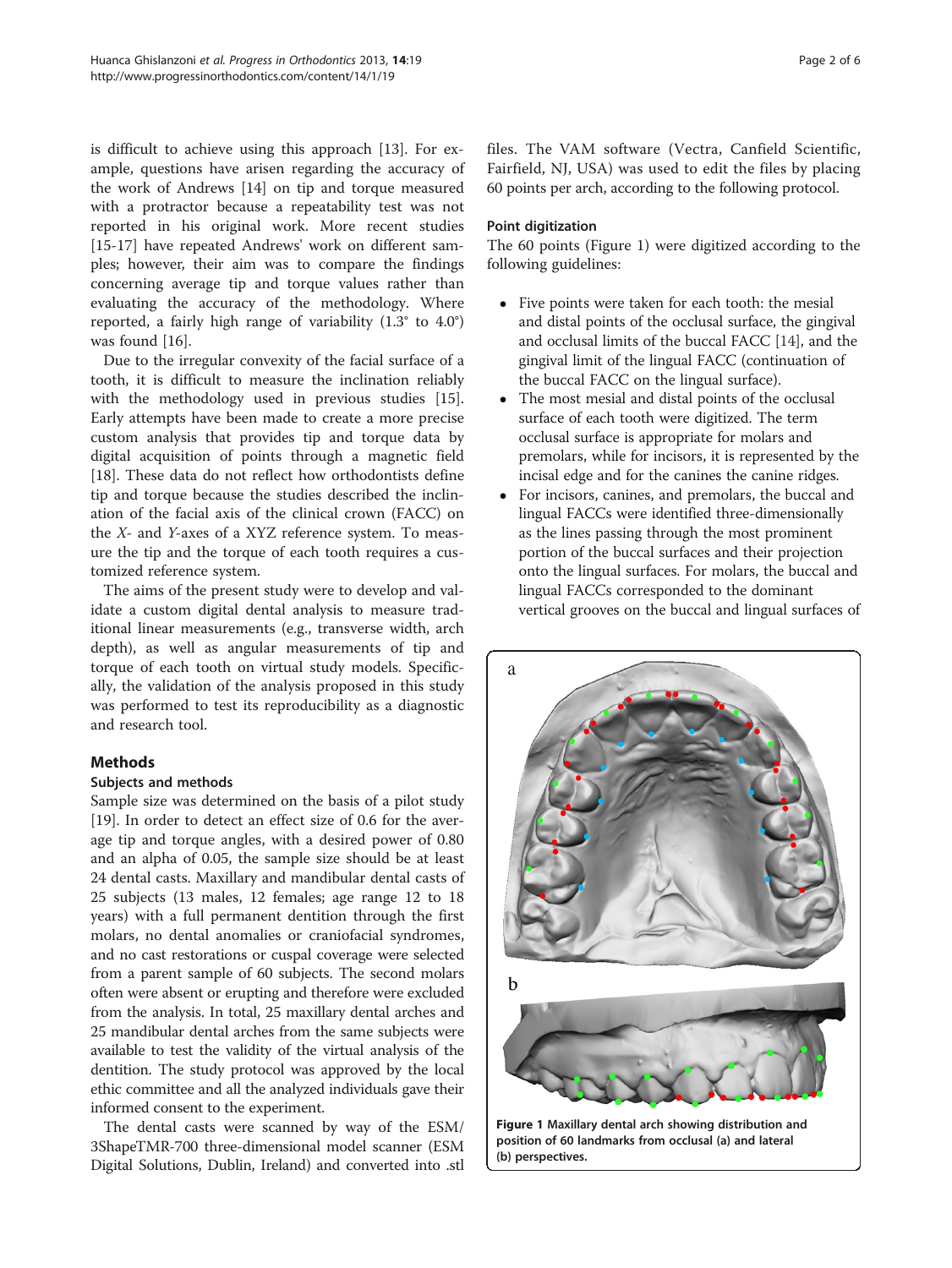is difficult to achieve using this approach [13]. For example, questions have arisen regarding the accuracy of the work of Andrews [14] on tip and torque measured with a protractor because a repeatability test was not reported in his original work. More recent studies [15-17] have repeated Andrews' work on different samples; however, their aim was to compare the findings concerning average tip and torque values rather than evaluating the accuracy of the methodology. Where reported, a fairly high range of variability (1.3° to 4.0°) was found [16].

Due to the irregular convexity of the facial surface of a tooth, it is difficult to measure the inclination reliably with the methodology used in previous studies [15]. Early attempts have been made to create a more precise custom analysis that provides tip and torque data by digital acquisition of points through a magnetic field [18]. These data do not reflect how orthodontists define tip and torque because the studies described the inclination of the facial axis of the clinical crown (FACC) on the *X*- and *Y*-axes of a XYZ reference system. To measure the tip and the torque of each tooth requires a customized reference system.

The aims of the present study were to develop and validate a custom digital dental analysis to measure traditional linear measurements (e.g., transverse width, arch depth), as well as angular measurements of tip and torque of each tooth on virtual study models. Specifically, the validation of the analysis proposed in this study was performed to test its reproducibility as a diagnostic and research tool.

## Methods

### Subjects and methods

Sample size was determined on the basis of a pilot study [19]. In order to detect an effect size of 0.6 for the average tip and torque angles, with a desired power of 0.80 and an alpha of 0.05, the sample size should be at least 24 dental casts. Maxillary and mandibular dental casts of 25 subjects (13 males, 12 females; age range 12 to 18 years) with a full permanent dentition through the first molars, no dental anomalies or craniofacial syndromes, and no cast restorations or cuspal coverage were selected from a parent sample of 60 subjects. The second molars often were absent or erupting and therefore were excluded from the analysis. In total, 25 maxillary dental arches and 25 mandibular dental arches from the same subjects were available to test the validity of the virtual analysis of the dentition. The study protocol was approved by the local ethic committee and all the analyzed individuals gave their informed consent to the experiment.

The dental casts were scanned by way of the ESM/3ShapeTMR-700 three-dimensional model scanner (ESM Digital Solutions, Dublin, Ireland) and converted into .stl files. The VAM software (Vectra, Canfield Scientific, Fairfield, NJ, USA) was used to edit the files by placing 60 points per arch, according to the following protocol.

### Point digitization

The 60 points (Figure 1) were digitized according to the following guidelines:

- Five points were taken for each tooth: the mesial and distal points of the occlusal surface, the gingival and occlusal limits of the buccal FACC [14], and the gingival limit of the lingual FACC (continuation of the buccal FACC on the lingual surface).
- The most mesial and distal points of the occlusal surface of each tooth were digitized. The term occlusal surface is appropriate for molars and premolars, while for incisors, it is represented by the incisal edge and for the canines the canine ridges.
- For incisors, canines, and premolars, the buccal and lingual FACCs were identified three-dimensionally as the lines passing through the most prominent portion of the buccal surfaces and their projection onto the lingual surfaces. For molars, the buccal and lingual FACCs corresponded to the dominant vertical grooves on the buccal and lingual surfaces of

**Figure 1 Maxillary dental arch showing distribution and position of 60 landmarks from occlusal (a) and lateral (b) perspectives.**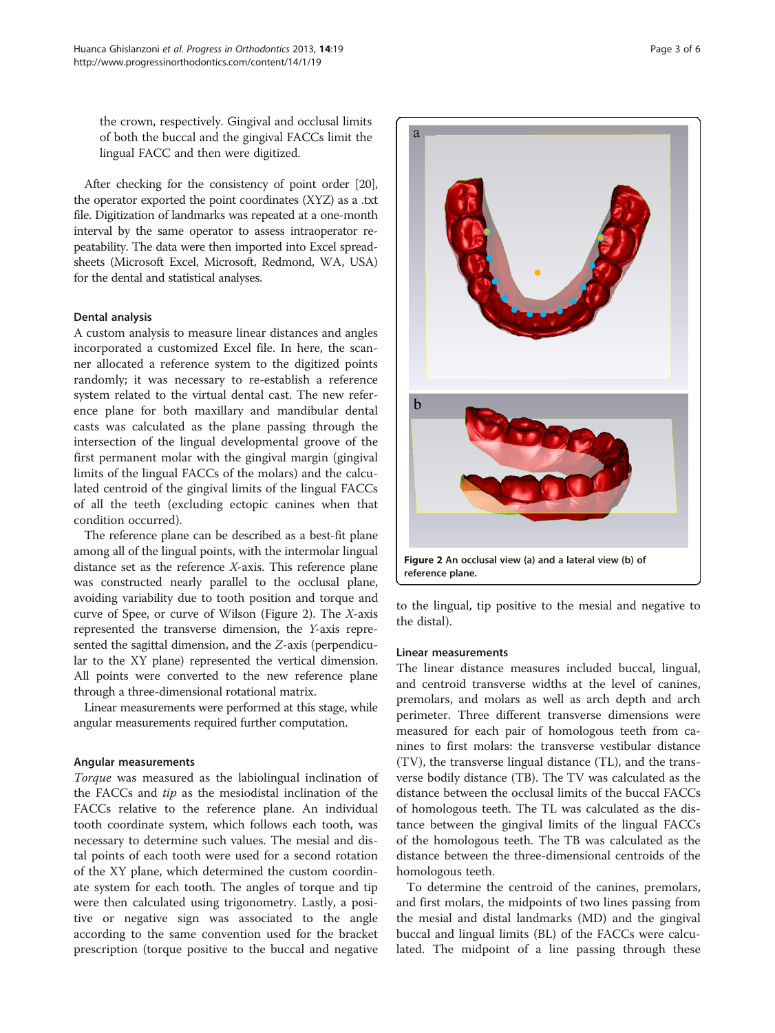the crown, respectively. Gingival and occlusal limits of both the buccal and the gingival FACCs limit the lingual FACC and then were digitized.

After checking for the consistency of point order [20], the operator exported the point coordinates (XYZ) as a .txt file. Digitization of landmarks was repeated at a one-month interval by the same operator to assess intraoperator repeatability. The data were then imported into Excel spreadsheets (Microsoft Excel, Microsoft, Redmond, WA, USA) for the dental and statistical analyses.

### Dental analysis

A custom analysis to measure linear distances and angles incorporated a customized Excel file. In here, the scanner allocated a reference system to the digitized points randomly; it was necessary to re-establish a reference system related to the virtual dental cast. The new reference plane for both maxillary and mandibular dental casts was calculated as the plane passing through the intersection of the lingual developmental groove of the first permanent molar with the gingival margin (gingival limits of the lingual FACCs of the molars) and the calculated centroid of the gingival limits of the lingual FACCs of all the teeth (excluding ectopic canines when that condition occurred).

The reference plane can be described as a best-fit plane among all of the lingual points, with the intermolar lingual distance set as the reference *X*-axis. This reference plane was constructed nearly parallel to the occlusal plane, avoiding variability due to tooth position and torque and curve of Spee, or curve of Wilson (Figure 2). The *X*-axis represented the transverse dimension, the *Y*-axis represented the sagittal dimension, and the *Z*-axis (perpendicular to the XY plane) represented the vertical dimension. All points were converted to the new reference plane through a three-dimensional rotational matrix.

Linear measurements were performed at this stage, while angular measurements required further computation.

### Angular measurements

*Torque* was measured as the labiolingual inclination of the FACCs and *tip* as the mesiodistal inclination of the FACCs relative to the reference plane. An individual tooth coordinate system, which follows each tooth, was necessary to determine such values. The mesial and distal points of each tooth were used for a second rotation of the XY plane, which determined the custom coordinate system for each tooth. The angles of torque and tip were then calculated using trigonometry. Lastly, a positive or negative sign was associated to the angle according to the same convention used for the bracket prescription (torque positive to the buccal and negative to the lingual, tip positive to the mesial and negative to the distal).

**Figure 2 An occlusal view (a) and a lateral view (b) of reference plane.**

### Linear measurements

The linear distance measures included buccal, lingual, and centroid transverse widths at the level of canines, premolars, and molars as well as arch depth and arch perimeter. Three different transverse dimensions were measured for each pair of homologous teeth from canines to first molars: the transverse vestibular distance (TV), the transverse lingual distance (TL), and the transverse bodily distance (TB). The TV was calculated as the distance between the occlusal limits of the buccal FACCs of homologous teeth. The TL was calculated as the distance between the gingival limits of the lingual FACCs of the homologous teeth. The TB was calculated as the distance between the three-dimensional centroids of the homologous teeth.

To determine the centroid of the canines, premolars, and first molars, the midpoints of two lines passing from the mesial and distal landmarks (MD) and the gingival buccal and lingual limits (BL) of the FACCs were calculated. The midpoint of a line passing through these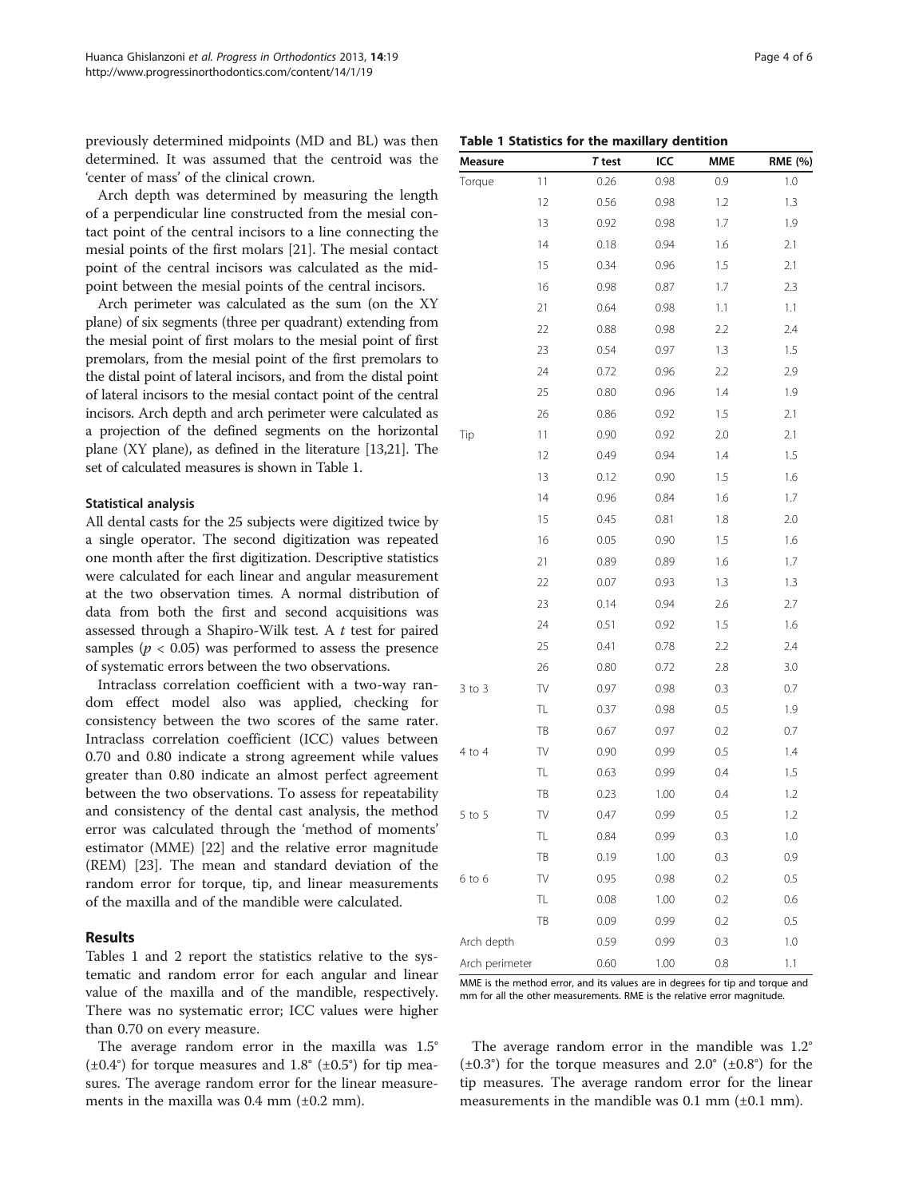previously determined midpoints (MD and BL) was then determined. It was assumed that the centroid was the 'center of mass' of the clinical crown.

Arch depth was determined by measuring the length of a perpendicular line constructed from the mesial contact point of the central incisors to a line connecting the mesial points of the first molars [21]. The mesial contact point of the central incisors was calculated as the midpoint between the mesial points of the central incisors.

Arch perimeter was calculated as the sum (on the XY plane) of six segments (three per quadrant) extending from the mesial point of first molars to the mesial point of first premolars, from the mesial point of the first premolars to the distal point of lateral incisors, and from the distal point of lateral incisors to the mesial contact point of the central incisors. Arch depth and arch perimeter were calculated as a projection of the defined segments on the horizontal plane (XY plane), as defined in the literature [13,21]. The set of calculated measures is shown in Table 1.

### Statistical analysis

All dental casts for the 25 subjects were digitized twice by a single operator. The second digitization was repeated one month after the first digitization. Descriptive statistics were calculated for each linear and angular measurement at the two observation times. A normal distribution of data from both the first and second acquisitions was assessed through a Shapiro-Wilk test. A *t* test for paired samples ($p < 0.05$) was performed to assess the presence of systematic errors between the two observations.

Intraclass correlation coefficient with a two-way random effect model also was applied, checking for consistency between the two scores of the same rater. Intraclass correlation coefficient (ICC) values between 0.70 and 0.80 indicate a strong agreement while values greater than 0.80 indicate an almost perfect agreement between the two observations. To assess for repeatability and consistency of the dental cast analysis, the method error was calculated through the 'method of moments' estimator (MME) [22] and the relative error magnitude (REM) [23]. The mean and standard deviation of the random error for torque, tip, and linear measurements of the maxilla and of the mandible were calculated.

## Results

Tables 1 and 2 report the statistics relative to the systematic and random error for each angular and linear value of the maxilla and of the mandible, respectively. There was no systematic error; ICC values were higher than 0.70 on every measure.

The average random error in the maxilla was 1.5° (±0.4°) for torque measures and 1.8° (±0.5°) for tip measures. The average random error for the linear measurements in the maxilla was 0.4 mm (±0.2 mm).

**Table 1 Statistics for the maxillary dentition**

| Measure | | *T* test | ICC | MME | RME (%) |
|---|---|---|---|---|---|
| Torque | 11 | 0.26 | 0.98 | 0.9 | 1.0 |
| | 12 | 0.56 | 0.98 | 1.2 | 1.3 |
| | 13 | 0.92 | 0.98 | 1.7 | 1.9 |
| | 14 | 0.18 | 0.94 | 1.6 | 2.1 |
| | 15 | 0.34 | 0.96 | 1.5 | 2.1 |
| | 16 | 0.98 | 0.87 | 1.7 | 2.3 |
| | 21 | 0.64 | 0.98 | 1.1 | 1.1 |
| | 22 | 0.88 | 0.98 | 2.2 | 2.4 |
| | 23 | 0.54 | 0.97 | 1.3 | 1.5 |
| | 24 | 0.72 | 0.96 | 2.2 | 2.9 |
| | 25 | 0.80 | 0.96 | 1.4 | 1.9 |
| | 26 | 0.86 | 0.92 | 1.5 | 2.1 |
| Tip | 11 | 0.90 | 0.92 | 2.0 | 2.1 |
| | 12 | 0.49 | 0.94 | 1.4 | 1.5 |
| | 13 | 0.12 | 0.90 | 1.5 | 1.6 |
| | 14 | 0.96 | 0.84 | 1.6 | 1.7 |
| | 15 | 0.45 | 0.81 | 1.8 | 2.0 |
| | 16 | 0.05 | 0.90 | 1.5 | 1.6 |
| | 21 | 0.89 | 0.89 | 1.6 | 1.7 |
| | 22 | 0.07 | 0.93 | 1.3 | 1.3 |
| | 23 | 0.14 | 0.94 | 2.6 | 2.7 |
| | 24 | 0.51 | 0.92 | 1.5 | 1.6 |
| | 25 | 0.41 | 0.78 | 2.2 | 2.4 |
| | 26 | 0.80 | 0.72 | 2.8 | 3.0 |
| 3 to 3 | TV | 0.97 | 0.98 | 0.3 | 0.7 |
| | TL | 0.37 | 0.98 | 0.5 | 1.9 |
| | TB | 0.67 | 0.97 | 0.2 | 0.7 |
| 4 to 4 | TV | 0.90 | 0.99 | 0.5 | 1.4 |
| | TL | 0.63 | 0.99 | 0.4 | 1.5 |
| | TB | 0.23 | 1.00 | 0.4 | 1.2 |
| 5 to 5 | TV | 0.47 | 0.99 | 0.5 | 1.2 |
| | TL | 0.84 | 0.99 | 0.3 | 1.0 |
| | TB | 0.19 | 1.00 | 0.3 | 0.9 |
| 6 to 6 | TV | 0.95 | 0.98 | 0.2 | 0.5 |
| | TL | 0.08 | 1.00 | 0.2 | 0.6 |
| | TB | 0.09 | 0.99 | 0.2 | 0.5 |
| Arch depth | | 0.59 | 0.99 | 0.3 | 1.0 |
| Arch perimeter | | 0.60 | 1.00 | 0.8 | 1.1 |

MME is the method error, and its values are in degrees for tip and torque and mm for all the other measurements. RME is the relative error magnitude.

The average random error in the mandible was 1.2° (±0.3°) for the torque measures and 2.0° (±0.8°) for the tip measures. The average random error for the linear measurements in the mandible was 0.1 mm (±0.1 mm).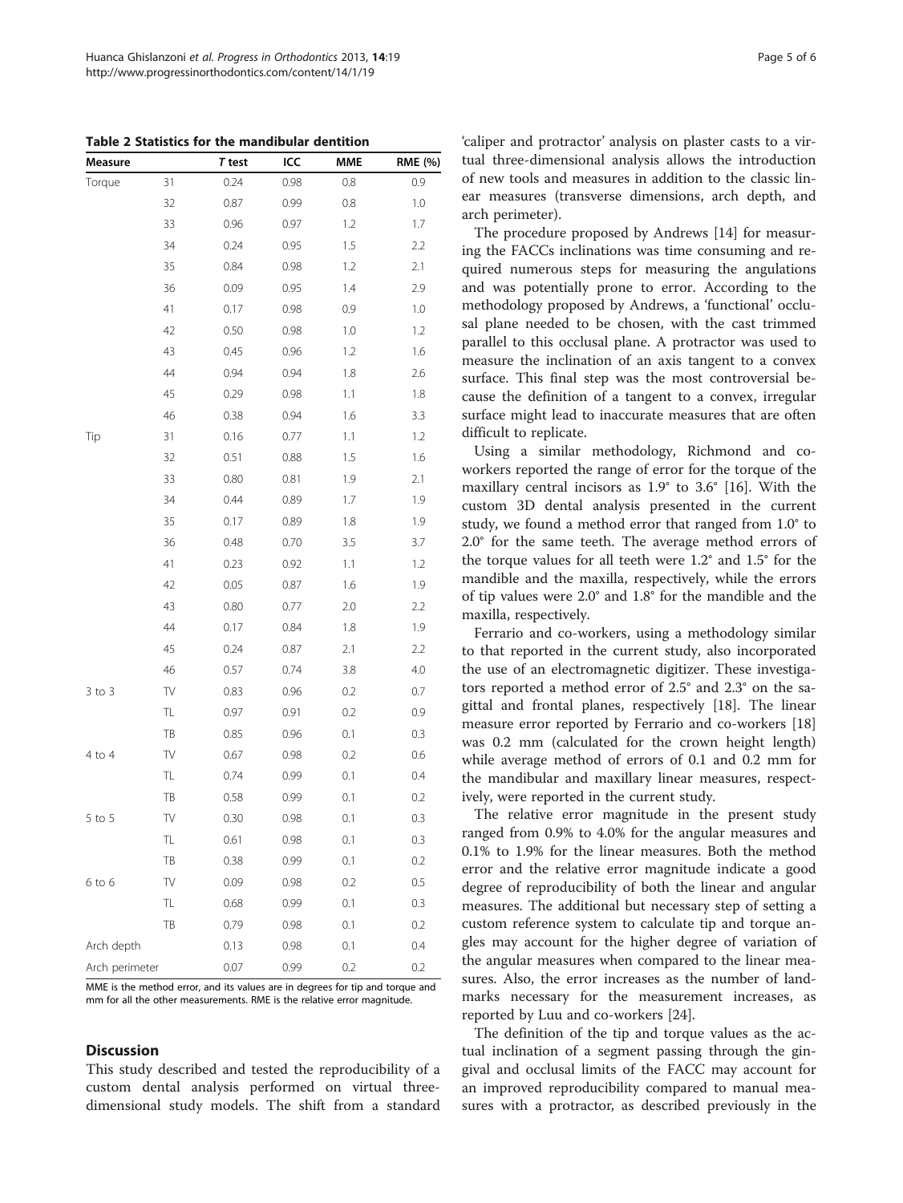**Table 2 Statistics for the mandibular dentition**

| Measure | | *T* test | ICC | MME | RME (%) |
|---|---|---|---|---|---|
| Torque | 31 | 0.24 | 0.98 | 0.8 | 0.9 |
| | 32 | 0.87 | 0.99 | 0.8 | 1.0 |
| | 33 | 0.96 | 0.97 | 1.2 | 1.7 |
| | 34 | 0.24 | 0.95 | 1.5 | 2.2 |
| | 35 | 0.84 | 0.98 | 1.2 | 2.1 |
| | 36 | 0.09 | 0.95 | 1.4 | 2.9 |
| | 41 | 0.17 | 0.98 | 0.9 | 1.0 |
| | 42 | 0.50 | 0.98 | 1.0 | 1.2 |
| | 43 | 0.45 | 0.96 | 1.2 | 1.6 |
| | 44 | 0.94 | 0.94 | 1.8 | 2.6 |
| | 45 | 0.29 | 0.98 | 1.1 | 1.8 |
| | 46 | 0.38 | 0.94 | 1.6 | 3.3 |
| Tip | 31 | 0.16 | 0.77 | 1.1 | 1.2 |
| | 32 | 0.51 | 0.88 | 1.5 | 1.6 |
| | 33 | 0.80 | 0.81 | 1.9 | 2.1 |
| | 34 | 0.44 | 0.89 | 1.7 | 1.9 |
| | 35 | 0.17 | 0.89 | 1.8 | 1.9 |
| | 36 | 0.48 | 0.70 | 3.5 | 3.7 |
| | 41 | 0.23 | 0.92 | 1.1 | 1.2 |
| | 42 | 0.05 | 0.87 | 1.6 | 1.9 |
| | 43 | 0.80 | 0.77 | 2.0 | 2.2 |
| | 44 | 0.17 | 0.84 | 1.8 | 1.9 |
| | 45 | 0.24 | 0.87 | 2.1 | 2.2 |
| | 46 | 0.57 | 0.74 | 3.8 | 4.0 |
| 3 to 3 | TV | 0.83 | 0.96 | 0.2 | 0.7 |
| | TL | 0.97 | 0.91 | 0.2 | 0.9 |
| | TB | 0.85 | 0.96 | 0.1 | 0.3 |
| 4 to 4 | TV | 0.67 | 0.98 | 0.2 | 0.6 |
| | TL | 0.74 | 0.99 | 0.1 | 0.4 |
| | TB | 0.58 | 0.99 | 0.1 | 0.2 |
| 5 to 5 | TV | 0.30 | 0.98 | 0.1 | 0.3 |
| | TL | 0.61 | 0.98 | 0.1 | 0.3 |
| | TB | 0.38 | 0.99 | 0.1 | 0.2 |
| 6 to 6 | TV | 0.09 | 0.98 | 0.2 | 0.5 |
| | TL | 0.68 | 0.99 | 0.1 | 0.3 |
| | TB | 0.79 | 0.98 | 0.1 | 0.2 |
| Arch depth | | 0.13 | 0.98 | 0.1 | 0.4 |
| Arch perimeter | | 0.07 | 0.99 | 0.2 | 0.2 |

MME is the method error, and its values are in degrees for tip and torque and mm for all the other measurements. RME is the relative error magnitude.

## Discussion

This study described and tested the reproducibility of a custom dental analysis performed on virtual three-dimensional study models. The shift from a standard 'caliper and protractor' analysis on plaster casts to a virtual three-dimensional analysis allows the introduction of new tools and measures in addition to the classic linear measures (transverse dimensions, arch depth, and arch perimeter).

The procedure proposed by Andrews [14] for measuring the FACCs inclinations was time consuming and required numerous steps for measuring the angulations and was potentially prone to error. According to the methodology proposed by Andrews, a 'functional' occlusal plane needed to be chosen, with the cast trimmed parallel to this occlusal plane. A protractor was used to measure the inclination of an axis tangent to a convex surface. This final step was the most controversial because the definition of a tangent to a convex, irregular surface might lead to inaccurate measures that are often difficult to replicate.

Using a similar methodology, Richmond and co-workers reported the range of error for the torque of the maxillary central incisors as 1.9° to 3.6° [16]. With the custom 3D dental analysis presented in the current study, we found a method error that ranged from 1.0° to 2.0° for the same teeth. The average method errors of the torque values for all teeth were 1.2° and 1.5° for the mandible and the maxilla, respectively, while the errors of tip values were 2.0° and 1.8° for the mandible and the maxilla, respectively.

Ferrario and co-workers, using a methodology similar to that reported in the current study, also incorporated the use of an electromagnetic digitizer. These investigators reported a method error of 2.5° and 2.3° on the sagittal and frontal planes, respectively [18]. The linear measure error reported by Ferrario and co-workers [18] was 0.2 mm (calculated for the crown height length) while average method of errors of 0.1 and 0.2 mm for the mandibular and maxillary linear measures, respectively, were reported in the current study.

The relative error magnitude in the present study ranged from 0.9% to 4.0% for the angular measures and 0.1% to 1.9% for the linear measures. Both the method error and the relative error magnitude indicate a good degree of reproducibility of both the linear and angular measures. The additional but necessary step of setting a custom reference system to calculate tip and torque angles may account for the higher degree of variation of the angular measures when compared to the linear measures. Also, the error increases as the number of landmarks necessary for the measurement increases, as reported by Luu and co-workers [24].

The definition of the tip and torque values as the actual inclination of a segment passing through the gingival and occlusal limits of the FACC may account for an improved reproducibility compared to manual measures with a protractor, as described previously in the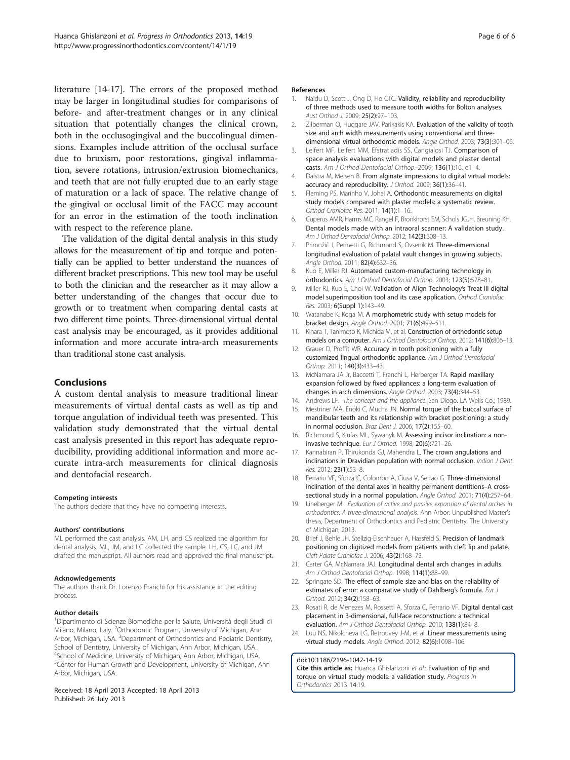literature [14-17]. The errors of the proposed method may be larger in longitudinal studies for comparisons of before- and after-treatment changes or in any clinical situation that potentially changes the clinical crown, both in the occlusogingival and the buccolingual dimensions. Examples include attrition of the occlusal surface due to bruxism, poor restorations, gingival inflammation, severe rotations, intrusion/extrusion biomechanics, and teeth that are not fully erupted due to an early stage of maturation or a lack of space. The relative change of the gingival or occlusal limit of the FACC may account for an error in the estimation of the tooth inclination with respect to the reference plane.

The validation of the digital dental analysis in this study allows for the measurement of tip and torque and potentially can be applied to better understand the nuances of different bracket prescriptions. This new tool may be useful to both the clinician and the researcher as it may allow a better understanding of the changes that occur due to growth or to treatment when comparing dental casts at two different time points. Three-dimensional virtual dental cast analysis may be encouraged, as it provides additional information and more accurate intra-arch measurements than traditional stone cast analysis.

## Conclusions

A custom dental analysis to measure traditional linear measurements of virtual dental casts as well as tip and torque angulation of individual teeth was presented. This validation study demonstrated that the virtual dental cast analysis presented in this report has adequate reproducibility, providing additional information and more accurate intra-arch measurements for clinical diagnosis and dentofacial research.

#### Competing interests

The authors declare that they have no competing interests.

#### Authors' contributions

ML performed the cast analysis. AM, LH, and CS realized the algorithm for dental analysis. ML, JM, and LC collected the sample. LH, CS, LC, and JM drafted the manuscript. All authors read and approved the final manuscript.

#### Acknowledgements

The authors thank Dr. Lorenzo Franchi for his assistance in the editing process.

#### Author details

[1]Dipartimento di Scienze Biomediche per la Salute, Università degli Studi di Milano, Milano, Italy. [2]Orthodontic Program, University of Michigan, Ann Arbor, Michigan, USA. [3]Department of Orthodontics and Pediatric Dentistry, School of Dentistry, University of Michigan, Ann Arbor, Michigan, USA. [4]School of Medicine, University of Michigan, Ann Arbor, Michigan, USA. [5]Center for Human Growth and Development, University of Michigan, Ann Arbor, Michigan, USA.

Received: 18 April 2013 Accepted: 18 April 2013
Published: 26 July 2013

#### References

1. Naidu D, Scott J, Ong D, Ho CTC. **Validity, reliability and reproducibility of three methods used to measure tooth widths for Bolton analyses.** *Aust Orthod J.* 2009; **25(2):**97–103.
2. Zilberman O, Huggare JAV, Parikakis KA. **Evaluation of the validity of tooth size and arch width measurements using conventional and three-dimensional virtual orthodontic models.** *Angle Orthod.* 2003; **73(3):**301–06.
3. Leifert MF, Leifert MM, Efstratiadis SS, Cangialosi TJ. **Comparison of space analysis evaluations with digital models and plaster dental casts.** *Am J Orthod Dentofacial Orthop.* 2009; **136(1):**16. e1–4.
4. Dalstra M, Melsen B. **From alginate impressions to digital virtual models: accuracy and reproducibility.** *J Orthod.* 2009; **36(1):**36–41.
5. Fleming PS, Marinho V, Johal A. **Orthodontic measurements on digital study models compared with plaster models: a systematic review.** *Orthod Craniofac Res.* 2011; **14(1):**1–16.
6. Cuperus AMR, Harms MC, Rangel F, Bronkhorst EM, Schols JGJH, Breuning KH. **Dental models made with an intraoral scanner: A validation study.** *Am J Orthod Dentofacial Orthop.* 2012; **142(3):**308–13.
7. Primožič J, Perinetti G, Richmond S, Ovsenik M. **Three-dimensional longitudinal evaluation of palatal vault changes in growing subjects.** *Angle Orthod.* 2011; **82(4):**632–36.
8. Kuo E, Miller RJ. **Automated custom-manufacturing technology in orthodontics.** *Am J Orthod Dentofacial Orthop.* 2003; **123(5):**578–81.
9. Miller RJ, Kuo E, Choi W. **Validation of Align Technology's Treat III digital model superimposition tool and its case application.** *Orthod Craniofac Res.* 2003; **6(Suppl 1):**143–49.
10. Watanabe K, Koga M. **A morphometric study with setup models for bracket design.** *Angle Orthod.* 2001; **71(6):**499–511.
11. Kihara T, Tanimoto K, Michida M, et al. **Construction of orthodontic setup models on a computer.** *Am J Orthod Dentofacial Orthop.* 2012; **141(6):**806–13.
12. Grauer D, Proffit WR. **Accuracy in tooth positioning with a fully customized lingual orthodontic appliance.** *Am J Orthod Dentofacial Orthop.* 2011; **140(3):**433–43.
13. McNamara JA Jr, Baccetti T, Franchi L, Herberger TA. **Rapid maxillary expansion followed by fixed appliances: a long-term evaluation of changes in arch dimensions.** *Angle Orthod.* 2003; **73(4):**344–53.
14. Andrews LF. *The concept and the appliance.* San Diego: LA Wells Co.; 1989.
15. Mestriner MA, Enoki C, Mucha JN. **Normal torque of the buccal surface of mandibular teeth and its relationship with bracket positioning: a study in normal occlusion.** *Braz Dent J.* 2006; **17(2):**155–60.
16. Richmond S, Klufas ML, Sywanyk M. **Assessing incisor inclination: a non-invasive technique.** *Eur J Orthod.* 1998; **20(6):**721–26.
17. Kannabiran P, Thirukonda GJ, Mahendra L. **The crown angulations and inclinations in Dravidian population with normal occlusion.** *Indian J Dent Res.* 2012; **23(1):**53–8.
18. Ferrario VF, Sforza C, Colombo A, Ciusa V, Serrao G. **Three-dimensional inclination of the dental axes in healthy permanent dentitions–A cross-sectional study in a normal population.** *Angle Orthod.* 2001; **71(4):**257–64.
19. Lineberger M. *Evaluation of active and passive expansion of dental arches in orthodontics: A three-dimensional analysis.* Ann Arbor: Unpublished Master's thesis, Department of Orthodontics and Pediatric Dentistry, The University of Michigan; 2013.
20. Brief J, Behle JH, Stellzig-Eisenhauer A, Hassfeld S. **Precision of landmark positioning on digitized models from patients with cleft lip and palate.** *Cleft Palate Craniofac J.* 2006; **43(2):**168–73.
21. Carter GA, McNamara JAJ. **Longitudinal dental arch changes in adults.** *Am J Orthod Dentofacial Orthop.* 1998; **114(1):**88–99.
22. Springate SD. **The effect of sample size and bias on the reliability of estimates of error: a comparative study of Dahlberg's formula.** *Eur J Orthod.* 2012; **34(2):**158–63.
23. Rosati R, de Menezes M, Rossetti A, Sforza C, Ferrario VF. **Digital dental cast placement in 3-dimensional, full-face reconstruction: a technical evaluation.** *Am J Orthod Dentofacial Orthop.* 2010; **138(1):**84–8.
24. Luu NS, Nikolcheva LG, Retrouvey J-M, et al. **Linear measurements using virtual study models.** *Angle Orthod.* 2012; **82(6):**1098–106.

doi:10.1186/2196-1042-14-19
**Cite this article as:** Huanca Ghislanzoni *et al.*: Evaluation of tip and torque on virtual study models: a validation study. *Progress in Orthodontics* 2013 **14**:19.